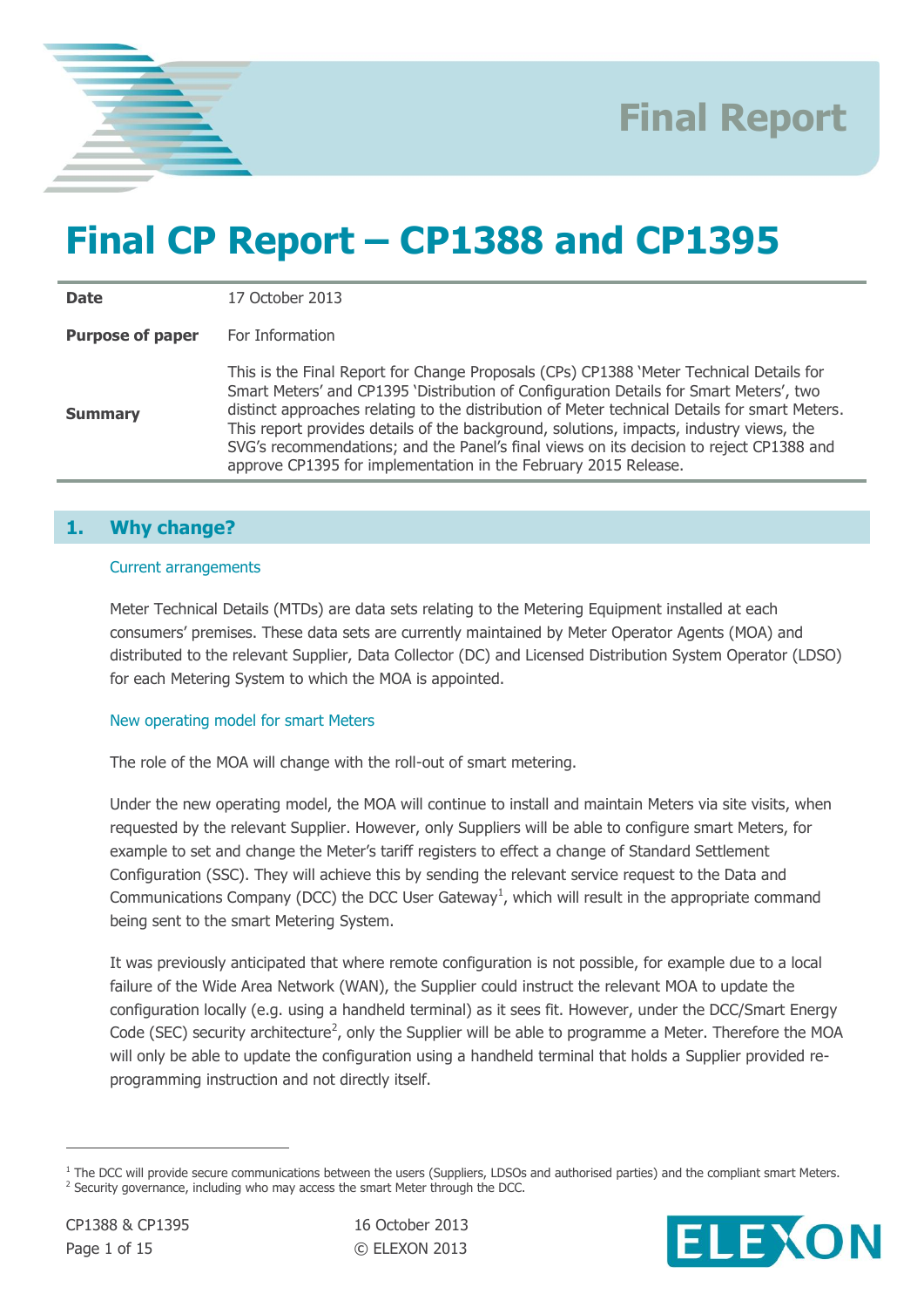Final Report

# Final CP Report – CP1388 and CP1395

| | |
|---|---|
| **Date** | 17 October 2013 |
| **Purpose of paper** | For Information |
| **Summary** | This is the Final Report for Change Proposals (CPs) CP1388 'Meter Technical Details for Smart Meters' and CP1395 'Distribution of Configuration Details for Smart Meters', two distinct approaches relating to the distribution of Meter technical Details for smart Meters. This report provides details of the background, solutions, impacts, industry views, the SVG's recommendations; and the Panel's final views on its decision to reject CP1388 and approve CP1395 for implementation in the February 2015 Release. |

## 1. Why change?

### Current arrangements

Meter Technical Details (MTDs) are data sets relating to the Metering Equipment installed at each consumers' premises. These data sets are currently maintained by Meter Operator Agents (MOA) and distributed to the relevant Supplier, Data Collector (DC) and Licensed Distribution System Operator (LDSO) for each Metering System to which the MOA is appointed.

### New operating model for smart Meters

The role of the MOA will change with the roll-out of smart metering.

Under the new operating model, the MOA will continue to install and maintain Meters via site visits, when requested by the relevant Supplier. However, only Suppliers will be able to configure smart Meters, for example to set and change the Meter's tariff registers to effect a change of Standard Settlement Configuration (SSC). They will achieve this by sending the relevant service request to the Data and Communications Company (DCC) the DCC User Gateway[1], which will result in the appropriate command being sent to the smart Metering System.

It was previously anticipated that where remote configuration is not possible, for example due to a local failure of the Wide Area Network (WAN), the Supplier could instruct the relevant MOA to update the configuration locally (e.g. using a handheld terminal) as it sees fit. However, under the DCC/Smart Energy Code (SEC) security architecture[2], only the Supplier will be able to programme a Meter. Therefore the MOA will only be able to update the configuration using a handheld terminal that holds a Supplier provided re-programming instruction and not directly itself.

[1] The DCC will provide secure communications between the users (Suppliers, LDSOs and authorised parties) and the compliant smart Meters.

[2] Security governance, including who may access the smart Meter through the DCC.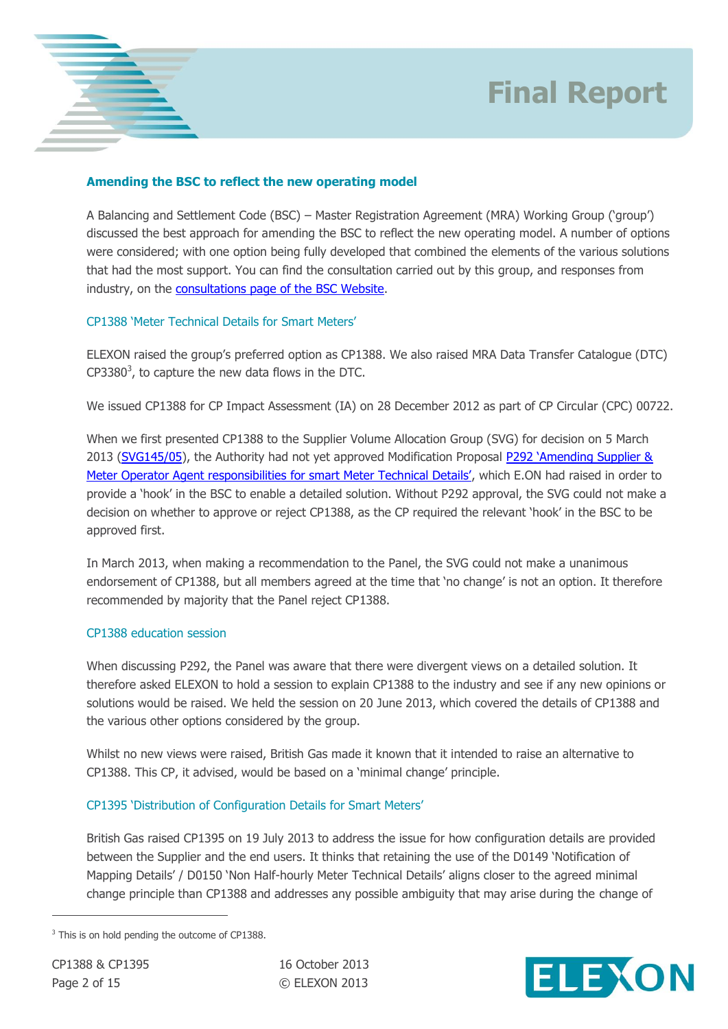## Amending the BSC to reflect the new operating model

A Balancing and Settlement Code (BSC) – Master Registration Agreement (MRA) Working Group ('group') discussed the best approach for amending the BSC to reflect the new operating model. A number of options were considered; with one option being fully developed that combined the elements of the various solutions that had the most support. You can find the consultation carried out by this group, and responses from industry, on the consultations page of the BSC Website.

### CP1388 'Meter Technical Details for Smart Meters'

ELEXON raised the group's preferred option as CP1388. We also raised MRA Data Transfer Catalogue (DTC) CP3380[3], to capture the new data flows in the DTC.

We issued CP1388 for CP Impact Assessment (IA) on 28 December 2012 as part of CP Circular (CPC) 00722.

When we first presented CP1388 to the Supplier Volume Allocation Group (SVG) for decision on 5 March 2013 (SVG145/05), the Authority had not yet approved Modification Proposal P292 'Amending Supplier & Meter Operator Agent responsibilities for smart Meter Technical Details', which E.ON had raised in order to provide a 'hook' in the BSC to enable a detailed solution. Without P292 approval, the SVG could not make a decision on whether to approve or reject CP1388, as the CP required the relevant 'hook' in the BSC to be approved first.

In March 2013, when making a recommendation to the Panel, the SVG could not make a unanimous endorsement of CP1388, but all members agreed at the time that 'no change' is not an option. It therefore recommended by majority that the Panel reject CP1388.

### CP1388 education session

When discussing P292, the Panel was aware that there were divergent views on a detailed solution. It therefore asked ELEXON to hold a session to explain CP1388 to the industry and see if any new opinions or solutions would be raised. We held the session on 20 June 2013, which covered the details of CP1388 and the various other options considered by the group.

Whilst no new views were raised, British Gas made it known that it intended to raise an alternative to CP1388. This CP, it advised, would be based on a 'minimal change' principle.

### CP1395 'Distribution of Configuration Details for Smart Meters'

British Gas raised CP1395 on 19 July 2013 to address the issue for how configuration details are provided between the Supplier and the end users. It thinks that retaining the use of the D0149 'Notification of Mapping Details' / D0150 'Non Half-hourly Meter Technical Details' aligns closer to the agreed minimal change principle than CP1388 and addresses any possible ambiguity that may arise during the change of

[3] This is on hold pending the outcome of CP1388.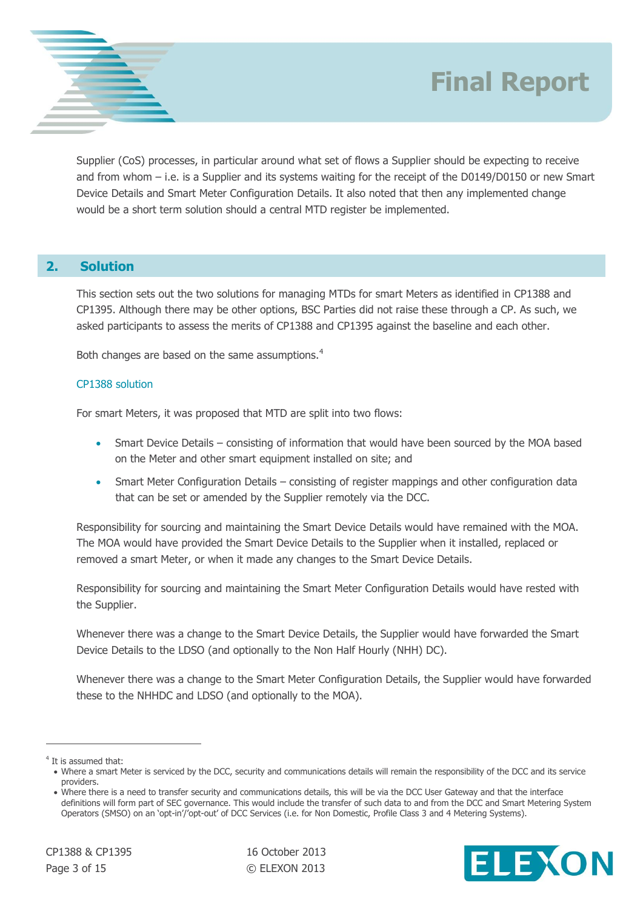Supplier (CoS) processes, in particular around what set of flows a Supplier should be expecting to receive and from whom – i.e. is a Supplier and its systems waiting for the receipt of the D0149/D0150 or new Smart Device Details and Smart Meter Configuration Details. It also noted that then any implemented change would be a short term solution should a central MTD register be implemented.

## 2. Solution

This section sets out the two solutions for managing MTDs for smart Meters as identified in CP1388 and CP1395. Although there may be other options, BSC Parties did not raise these through a CP. As such, we asked participants to assess the merits of CP1388 and CP1395 against the baseline and each other.

Both changes are based on the same assumptions.[4]

### CP1388 solution

For smart Meters, it was proposed that MTD are split into two flows:

- Smart Device Details – consisting of information that would have been sourced by the MOA based on the Meter and other smart equipment installed on site; and
- Smart Meter Configuration Details – consisting of register mappings and other configuration data that can be set or amended by the Supplier remotely via the DCC.

Responsibility for sourcing and maintaining the Smart Device Details would have remained with the MOA. The MOA would have provided the Smart Device Details to the Supplier when it installed, replaced or removed a smart Meter, or when it made any changes to the Smart Device Details.

Responsibility for sourcing and maintaining the Smart Meter Configuration Details would have rested with the Supplier.

Whenever there was a change to the Smart Device Details, the Supplier would have forwarded the Smart Device Details to the LDSO (and optionally to the Non Half Hourly (NHH) DC).

Whenever there was a change to the Smart Meter Configuration Details, the Supplier would have forwarded these to the NHHDC and LDSO (and optionally to the MOA).

---

[4] It is assumed that:

- Where a smart Meter is serviced by the DCC, security and communications details will remain the responsibility of the DCC and its service providers.
- Where there is a need to transfer security and communications details, this will be via the DCC User Gateway and that the interface definitions will form part of SEC governance. This would include the transfer of such data to and from the DCC and Smart Metering System Operators (SMSO) on an 'opt-in'/'opt-out' of DCC Services (i.e. for Non Domestic, Profile Class 3 and 4 Metering Systems).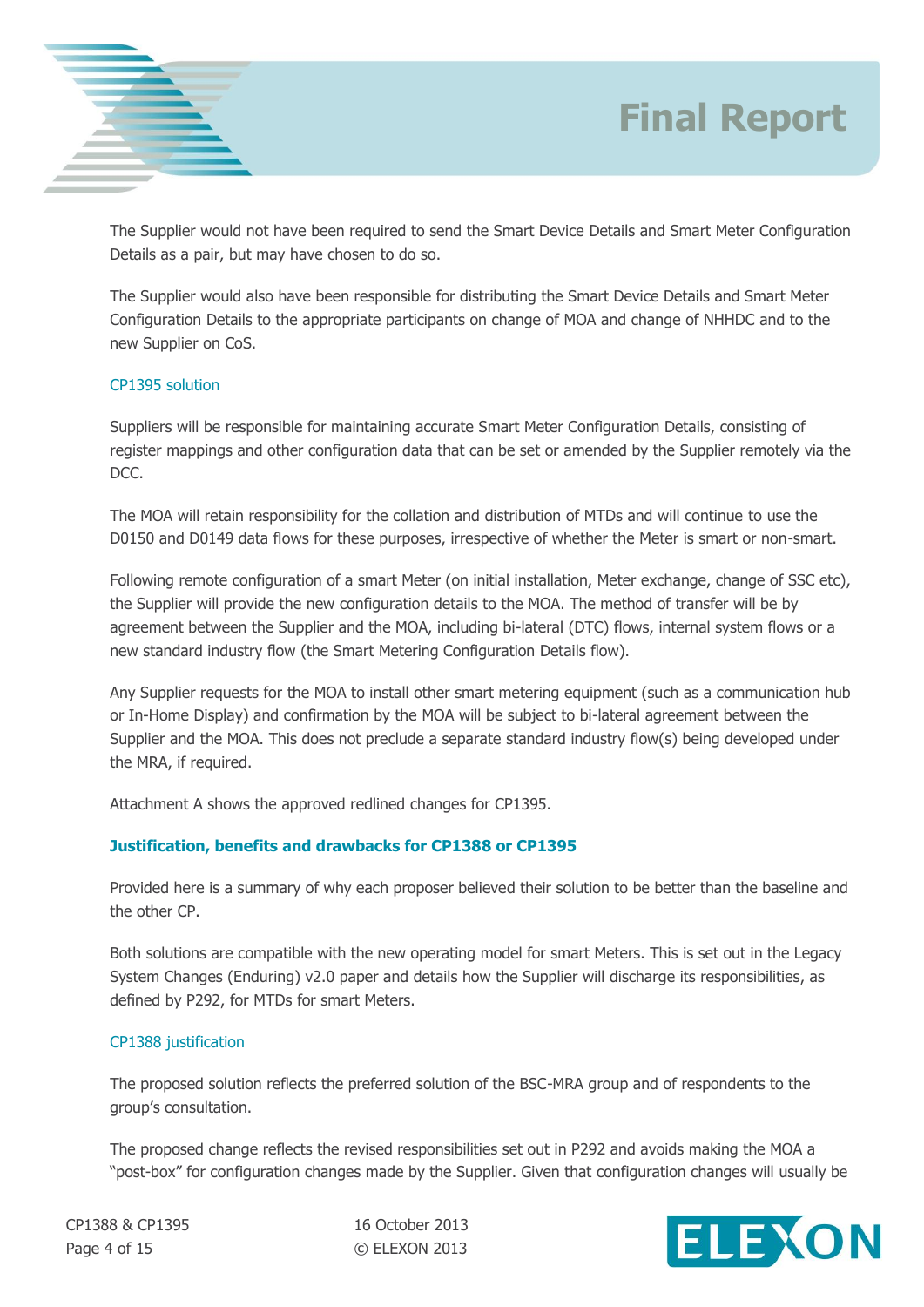The Supplier would not have been required to send the Smart Device Details and Smart Meter Configuration Details as a pair, but may have chosen to do so.

The Supplier would also have been responsible for distributing the Smart Device Details and Smart Meter Configuration Details to the appropriate participants on change of MOA and change of NHHDC and to the new Supplier on CoS.

### CP1395 solution

Suppliers will be responsible for maintaining accurate Smart Meter Configuration Details, consisting of register mappings and other configuration data that can be set or amended by the Supplier remotely via the DCC.

The MOA will retain responsibility for the collation and distribution of MTDs and will continue to use the D0150 and D0149 data flows for these purposes, irrespective of whether the Meter is smart or non-smart.

Following remote configuration of a smart Meter (on initial installation, Meter exchange, change of SSC etc), the Supplier will provide the new configuration details to the MOA. The method of transfer will be by agreement between the Supplier and the MOA, including bi-lateral (DTC) flows, internal system flows or a new standard industry flow (the Smart Metering Configuration Details flow).

Any Supplier requests for the MOA to install other smart metering equipment (such as a communication hub or In-Home Display) and confirmation by the MOA will be subject to bi-lateral agreement between the Supplier and the MOA. This does not preclude a separate standard industry flow(s) being developed under the MRA, if required.

Attachment A shows the approved redlined changes for CP1395.

## Justification, benefits and drawbacks for CP1388 or CP1395

Provided here is a summary of why each proposer believed their solution to be better than the baseline and the other CP.

Both solutions are compatible with the new operating model for smart Meters. This is set out in the Legacy System Changes (Enduring) v2.0 paper and details how the Supplier will discharge its responsibilities, as defined by P292, for MTDs for smart Meters.

### CP1388 justification

The proposed solution reflects the preferred solution of the BSC-MRA group and of respondents to the group's consultation.

The proposed change reflects the revised responsibilities set out in P292 and avoids making the MOA a "post-box" for configuration changes made by the Supplier. Given that configuration changes will usually be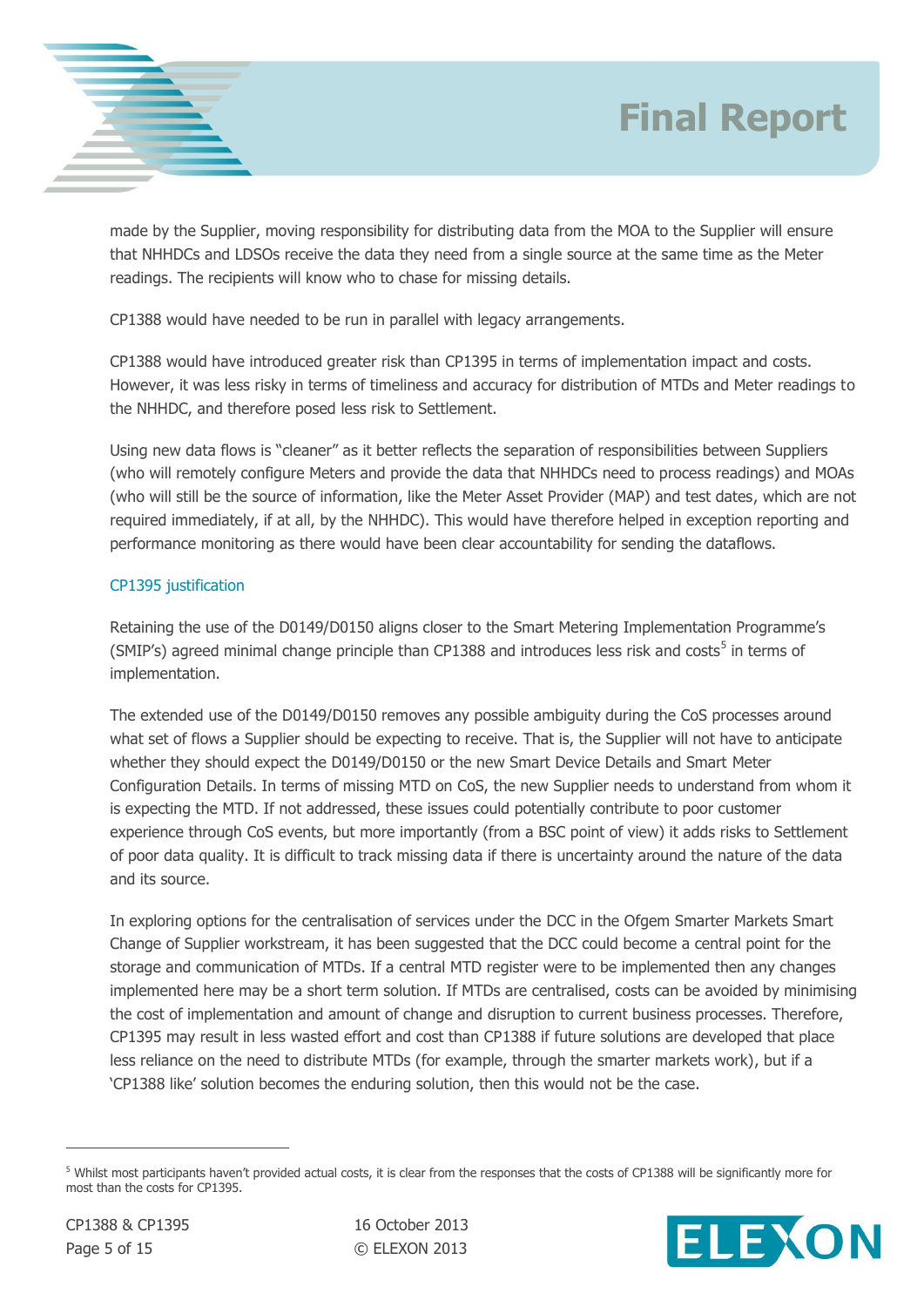made by the Supplier, moving responsibility for distributing data from the MOA to the Supplier will ensure that NHHDCs and LDSOs receive the data they need from a single source at the same time as the Meter readings. The recipients will know who to chase for missing details.

CP1388 would have needed to be run in parallel with legacy arrangements.

CP1388 would have introduced greater risk than CP1395 in terms of implementation impact and costs. However, it was less risky in terms of timeliness and accuracy for distribution of MTDs and Meter readings to the NHHDC, and therefore posed less risk to Settlement.

Using new data flows is "cleaner" as it better reflects the separation of responsibilities between Suppliers (who will remotely configure Meters and provide the data that NHHDCs need to process readings) and MOAs (who will still be the source of information, like the Meter Asset Provider (MAP) and test dates, which are not required immediately, if at all, by the NHHDC). This would have therefore helped in exception reporting and performance monitoring as there would have been clear accountability for sending the dataflows.

### CP1395 justification

Retaining the use of the D0149/D0150 aligns closer to the Smart Metering Implementation Programme's (SMIP's) agreed minimal change principle than CP1388 and introduces less risk and costs[5] in terms of implementation.

The extended use of the D0149/D0150 removes any possible ambiguity during the CoS processes around what set of flows a Supplier should be expecting to receive. That is, the Supplier will not have to anticipate whether they should expect the D0149/D0150 or the new Smart Device Details and Smart Meter Configuration Details. In terms of missing MTD on CoS, the new Supplier needs to understand from whom it is expecting the MTD. If not addressed, these issues could potentially contribute to poor customer experience through CoS events, but more importantly (from a BSC point of view) it adds risks to Settlement of poor data quality. It is difficult to track missing data if there is uncertainty around the nature of the data and its source.

In exploring options for the centralisation of services under the DCC in the Ofgem Smarter Markets Smart Change of Supplier workstream, it has been suggested that the DCC could become a central point for the storage and communication of MTDs. If a central MTD register were to be implemented then any changes implemented here may be a short term solution. If MTDs are centralised, costs can be avoided by minimising the cost of implementation and amount of change and disruption to current business processes. Therefore, CP1395 may result in less wasted effort and cost than CP1388 if future solutions are developed that place less reliance on the need to distribute MTDs (for example, through the smarter markets work), but if a 'CP1388 like' solution becomes the enduring solution, then this would not be the case.

---

[5] Whilst most participants haven't provided actual costs, it is clear from the responses that the costs of CP1388 will be significantly more for most than the costs for CP1395.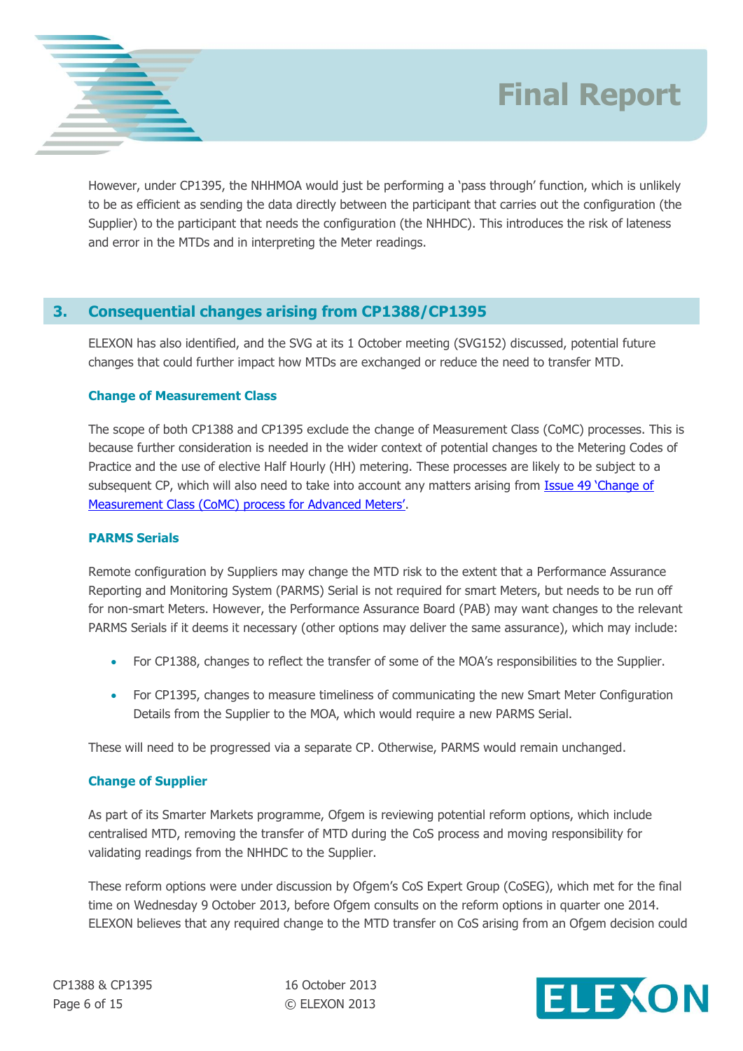However, under CP1395, the NHHMOA would just be performing a 'pass through' function, which is unlikely to be as efficient as sending the data directly between the participant that carries out the configuration (the Supplier) to the participant that needs the configuration (the NHHDC). This introduces the risk of lateness and error in the MTDs and in interpreting the Meter readings.

## 3. Consequential changes arising from CP1388/CP1395

ELEXON has also identified, and the SVG at its 1 October meeting (SVG152) discussed, potential future changes that could further impact how MTDs are exchanged or reduce the need to transfer MTD.

### Change of Measurement Class

The scope of both CP1388 and CP1395 exclude the change of Measurement Class (CoMC) processes. This is because further consideration is needed in the wider context of potential changes to the Metering Codes of Practice and the use of elective Half Hourly (HH) metering. These processes are likely to be subject to a subsequent CP, which will also need to take into account any matters arising from Issue 49 'Change of Measurement Class (CoMC) process for Advanced Meters'.

### PARMS Serials

Remote configuration by Suppliers may change the MTD risk to the extent that a Performance Assurance Reporting and Monitoring System (PARMS) Serial is not required for smart Meters, but needs to be run off for non-smart Meters. However, the Performance Assurance Board (PAB) may want changes to the relevant PARMS Serials if it deems it necessary (other options may deliver the same assurance), which may include:

- For CP1388, changes to reflect the transfer of some of the MOA's responsibilities to the Supplier.
- For CP1395, changes to measure timeliness of communicating the new Smart Meter Configuration Details from the Supplier to the MOA, which would require a new PARMS Serial.

These will need to be progressed via a separate CP. Otherwise, PARMS would remain unchanged.

### Change of Supplier

As part of its Smarter Markets programme, Ofgem is reviewing potential reform options, which include centralised MTD, removing the transfer of MTD during the CoS process and moving responsibility for validating readings from the NHHDC to the Supplier.

These reform options were under discussion by Ofgem's CoS Expert Group (CoSEG), which met for the final time on Wednesday 9 October 2013, before Ofgem consults on the reform options in quarter one 2014. ELEXON believes that any required change to the MTD transfer on CoS arising from an Ofgem decision could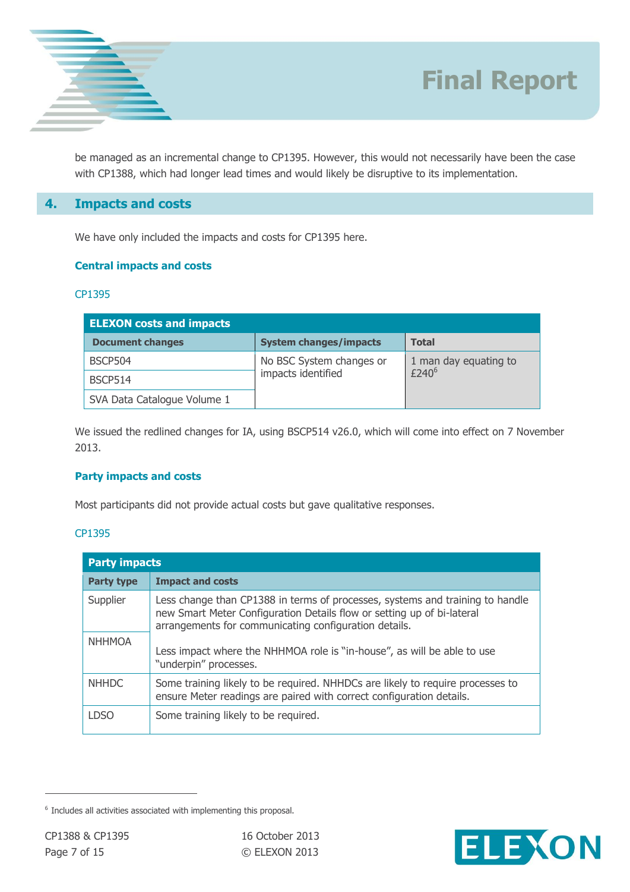be managed as an incremental change to CP1395. However, this would not necessarily have been the case with CP1388, which had longer lead times and would likely be disruptive to its implementation.

## 4. Impacts and costs

We have only included the impacts and costs for CP1395 here.

### Central impacts and costs

CP1395

| ELEXON costs and impacts | | |
|---|---|---|
| **Document changes** | **System changes/impacts** | **Total** |
| BSCP504 | No BSC System changes or impacts identified | 1 man day equating to £240[6] |
| BSCP514 | | |
| SVA Data Catalogue Volume 1 | | |

We issued the redlined changes for IA, using BSCP514 v26.0, which will come into effect on 7 November 2013.

### Party impacts and costs

Most participants did not provide actual costs but gave qualitative responses.

CP1395

| Party impacts | |
|---|---|
| **Party type** | **Impact and costs** |
| Supplier | Less change than CP1388 in terms of processes, systems and training to handle new Smart Meter Configuration Details flow or setting up of bi-lateral arrangements for communicating configuration details. |
| NHHMOA | Less impact where the NHHMOA role is "in-house", as will be able to use "underpin" processes. |
| NHHDC | Some training likely to be required. NHHDCs are likely to require processes to ensure Meter readings are paired with correct configuration details. |
| LDSO | Some training likely to be required. |

[6] Includes all activities associated with implementing this proposal.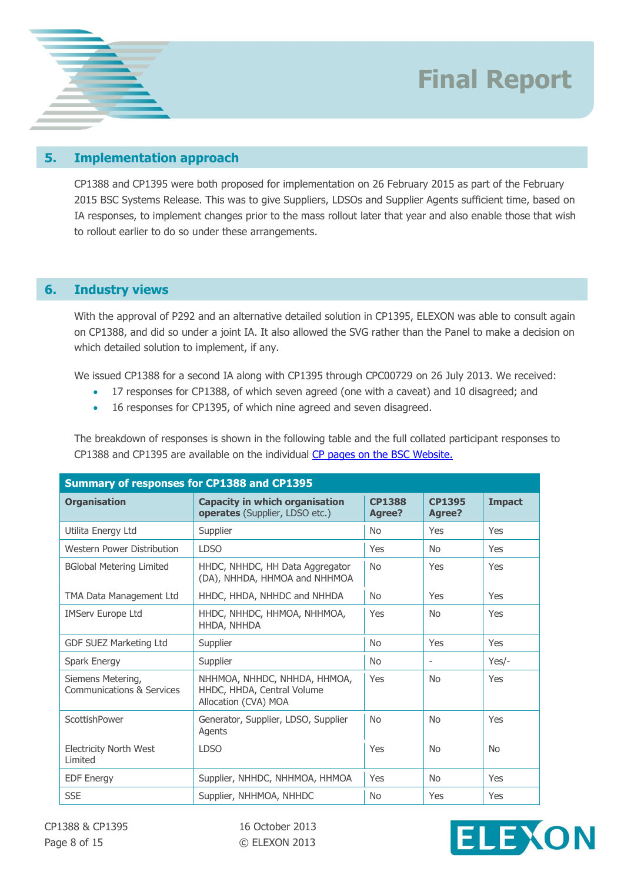## 5. Implementation approach

CP1388 and CP1395 were both proposed for implementation on 26 February 2015 as part of the February 2015 BSC Systems Release. This was to give Suppliers, LDSOs and Supplier Agents sufficient time, based on IA responses, to implement changes prior to the mass rollout later that year and also enable those that wish to rollout earlier to do so under these arrangements.

## 6. Industry views

With the approval of P292 and an alternative detailed solution in CP1395, ELEXON was able to consult again on CP1388, and did so under a joint IA. It also allowed the SVG rather than the Panel to make a decision on which detailed solution to implement, if any.

We issued CP1388 for a second IA along with CP1395 through CPC00729 on 26 July 2013. We received:

- 17 responses for CP1388, of which seven agreed (one with a caveat) and 10 disagreed; and
- 16 responses for CP1395, of which nine agreed and seven disagreed.

The breakdown of responses is shown in the following table and the full collated participant responses to CP1388 and CP1395 are available on the individual CP pages on the BSC Website.

**Summary of responses for CP1388 and CP1395**

| Organisation | Capacity in which organisation operates (Supplier, LDSO etc.) | CP1388 Agree? | CP1395 Agree? | Impact |
|---|---|---|---|---|
| Utilita Energy Ltd | Supplier | No | Yes | Yes |
| Western Power Distribution | LDSO | Yes | No | Yes |
| BGlobal Metering Limited | HHDC, NHHDC, HH Data Aggregator (DA), NHHDA, HHMOA and NHHMOA | No | Yes | Yes |
| TMA Data Management Ltd | HHDC, HHDA, NHHDC and NHHDA | No | Yes | Yes |
| IMServ Europe Ltd | HHDC, NHHDC, HHMOA, NHHMOA, HHDA, NHHDA | Yes | No | Yes |
| GDF SUEZ Marketing Ltd | Supplier | No | Yes | Yes |
| Spark Energy | Supplier | No | - | Yes/- |
| Siemens Metering, Communications & Services | NHHMOA, NHHDC, NHHDA, HHMOA, HHDC, HHDA, Central Volume Allocation (CVA) MOA | Yes | No | Yes |
| ScottishPower | Generator, Supplier, LDSO, Supplier Agents | No | No | Yes |
| Electricity North West Limited | LDSO | Yes | No | No |
| EDF Energy | Supplier, NHHDC, NHHMOA, HHMOA | Yes | No | Yes |
| SSE | Supplier, NHHMOA, NHHDC | No | Yes | Yes |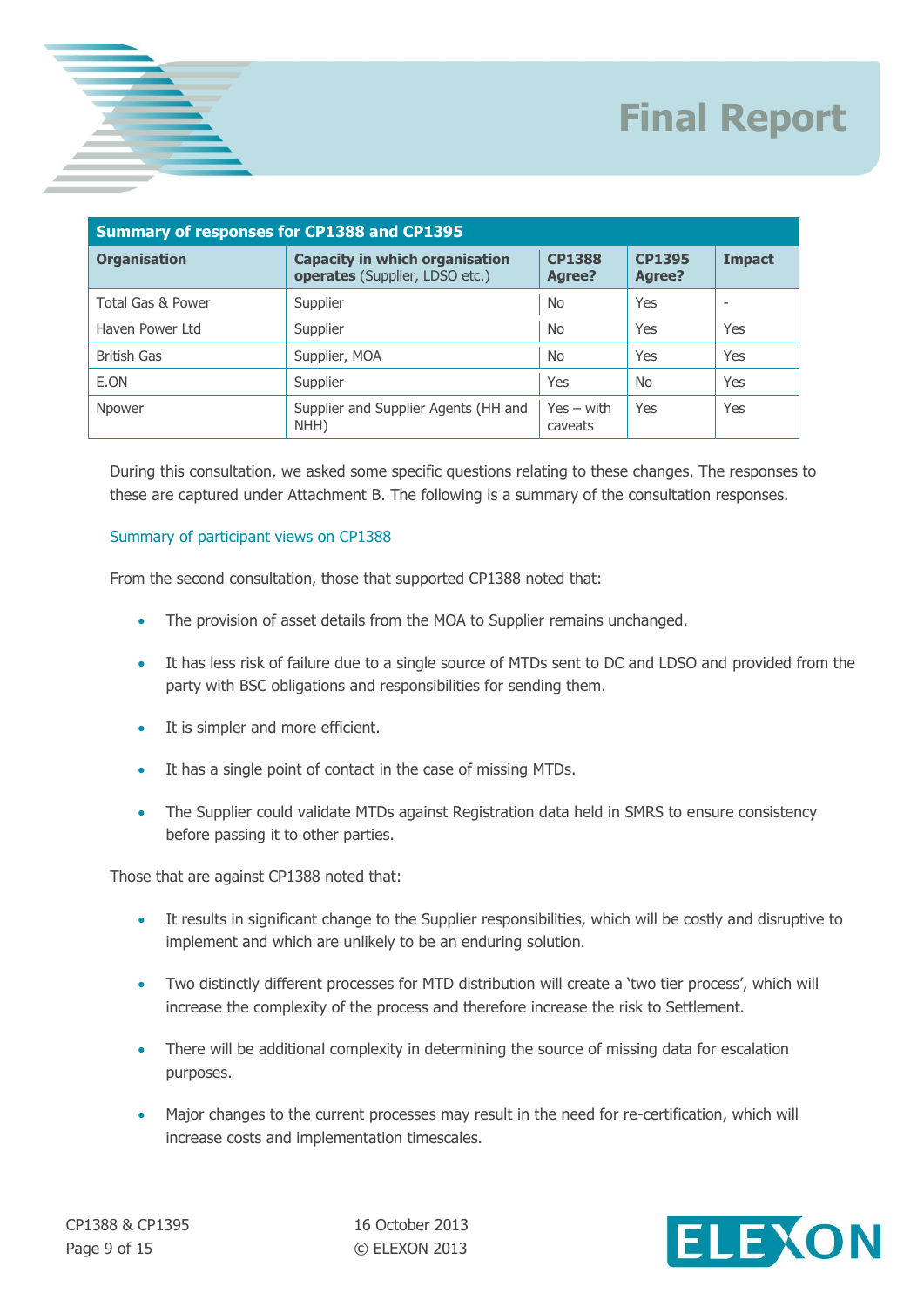| Summary of responses for CP1388 and CP1395 | | | | |
|---|---|---|---|---|
| **Organisation** | **Capacity in which organisation operates** (Supplier, LDSO etc.) | **CP1388 Agree?** | **CP1395 Agree?** | **Impact** |
| Total Gas & Power | Supplier | No | Yes | - |
| Haven Power Ltd | Supplier | No | Yes | Yes |
| British Gas | Supplier, MOA | No | Yes | Yes |
| E.ON | Supplier | Yes | No | Yes |
| Npower | Supplier and Supplier Agents (HH and NHH) | Yes – with caveats | Yes | Yes |

During this consultation, we asked some specific questions relating to these changes. The responses to these are captured under Attachment B. The following is a summary of the consultation responses.

### Summary of participant views on CP1388

From the second consultation, those that supported CP1388 noted that:

- The provision of asset details from the MOA to Supplier remains unchanged.
- It has less risk of failure due to a single source of MTDs sent to DC and LDSO and provided from the party with BSC obligations and responsibilities for sending them.
- It is simpler and more efficient.
- It has a single point of contact in the case of missing MTDs.
- The Supplier could validate MTDs against Registration data held in SMRS to ensure consistency before passing it to other parties.

Those that are against CP1388 noted that:

- It results in significant change to the Supplier responsibilities, which will be costly and disruptive to implement and which are unlikely to be an enduring solution.
- Two distinctly different processes for MTD distribution will create a 'two tier process', which will increase the complexity of the process and therefore increase the risk to Settlement.
- There will be additional complexity in determining the source of missing data for escalation purposes.
- Major changes to the current processes may result in the need for re-certification, which will increase costs and implementation timescales.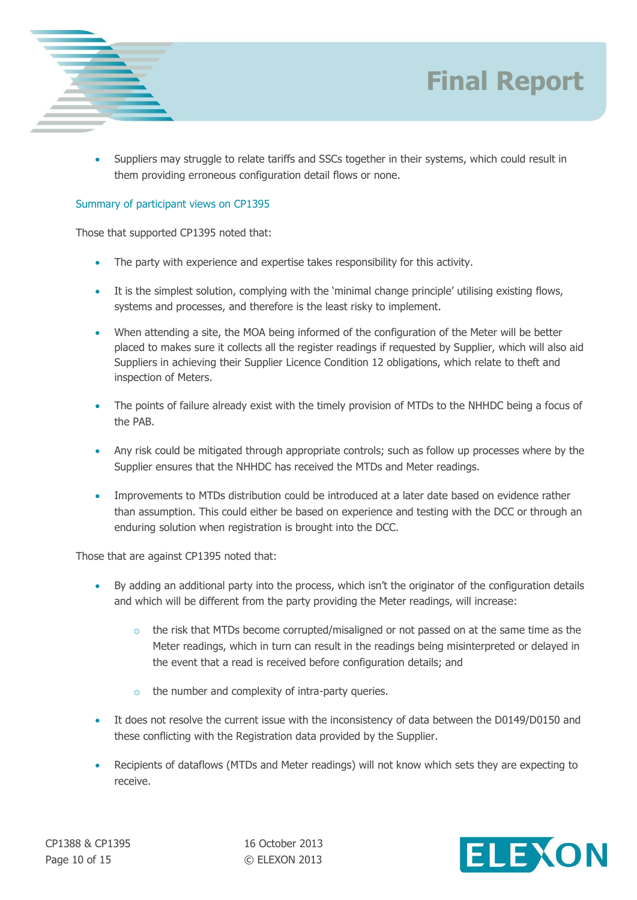- Suppliers may struggle to relate tariffs and SSCs together in their systems, which could result in them providing erroneous configuration detail flows or none.

### Summary of participant views on CP1395

Those that supported CP1395 noted that:

- The party with experience and expertise takes responsibility for this activity.
- It is the simplest solution, complying with the 'minimal change principle' utilising existing flows, systems and processes, and therefore is the least risky to implement.
- When attending a site, the MOA being informed of the configuration of the Meter will be better placed to makes sure it collects all the register readings if requested by Supplier, which will also aid Suppliers in achieving their Supplier Licence Condition 12 obligations, which relate to theft and inspection of Meters.
- The points of failure already exist with the timely provision of MTDs to the NHHDC being a focus of the PAB.
- Any risk could be mitigated through appropriate controls; such as follow up processes where by the Supplier ensures that the NHHDC has received the MTDs and Meter readings.
- Improvements to MTDs distribution could be introduced at a later date based on evidence rather than assumption. This could either be based on experience and testing with the DCC or through an enduring solution when registration is brought into the DCC.

Those that are against CP1395 noted that:

- By adding an additional party into the process, which isn't the originator of the configuration details and which will be different from the party providing the Meter readings, will increase:
  - the risk that MTDs become corrupted/misaligned or not passed on at the same time as the Meter readings, which in turn can result in the readings being misinterpreted or delayed in the event that a read is received before configuration details; and
  - the number and complexity of intra-party queries.
- It does not resolve the current issue with the inconsistency of data between the D0149/D0150 and these conflicting with the Registration data provided by the Supplier.
- Recipients of dataflows (MTDs and Meter readings) will not know which sets they are expecting to receive.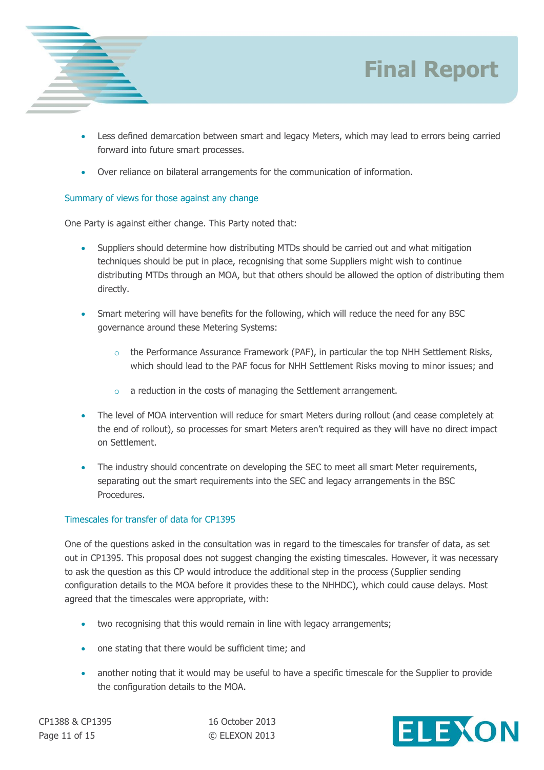- Less defined demarcation between smart and legacy Meters, which may lead to errors being carried forward into future smart processes.
- Over reliance on bilateral arrangements for the communication of information.

### Summary of views for those against any change

One Party is against either change. This Party noted that:

- Suppliers should determine how distributing MTDs should be carried out and what mitigation techniques should be put in place, recognising that some Suppliers might wish to continue distributing MTDs through an MOA, but that others should be allowed the option of distributing them directly.
- Smart metering will have benefits for the following, which will reduce the need for any BSC governance around these Metering Systems:
  - the Performance Assurance Framework (PAF), in particular the top NHH Settlement Risks, which should lead to the PAF focus for NHH Settlement Risks moving to minor issues; and
  - a reduction in the costs of managing the Settlement arrangement.
- The level of MOA intervention will reduce for smart Meters during rollout (and cease completely at the end of rollout), so processes for smart Meters aren't required as they will have no direct impact on Settlement.
- The industry should concentrate on developing the SEC to meet all smart Meter requirements, separating out the smart requirements into the SEC and legacy arrangements in the BSC Procedures.

### Timescales for transfer of data for CP1395

One of the questions asked in the consultation was in regard to the timescales for transfer of data, as set out in CP1395. This proposal does not suggest changing the existing timescales. However, it was necessary to ask the question as this CP would introduce the additional step in the process (Supplier sending configuration details to the MOA before it provides these to the NHHDC), which could cause delays. Most agreed that the timescales were appropriate, with:

- two recognising that this would remain in line with legacy arrangements;
- one stating that there would be sufficient time; and
- another noting that it would may be useful to have a specific timescale for the Supplier to provide the configuration details to the MOA.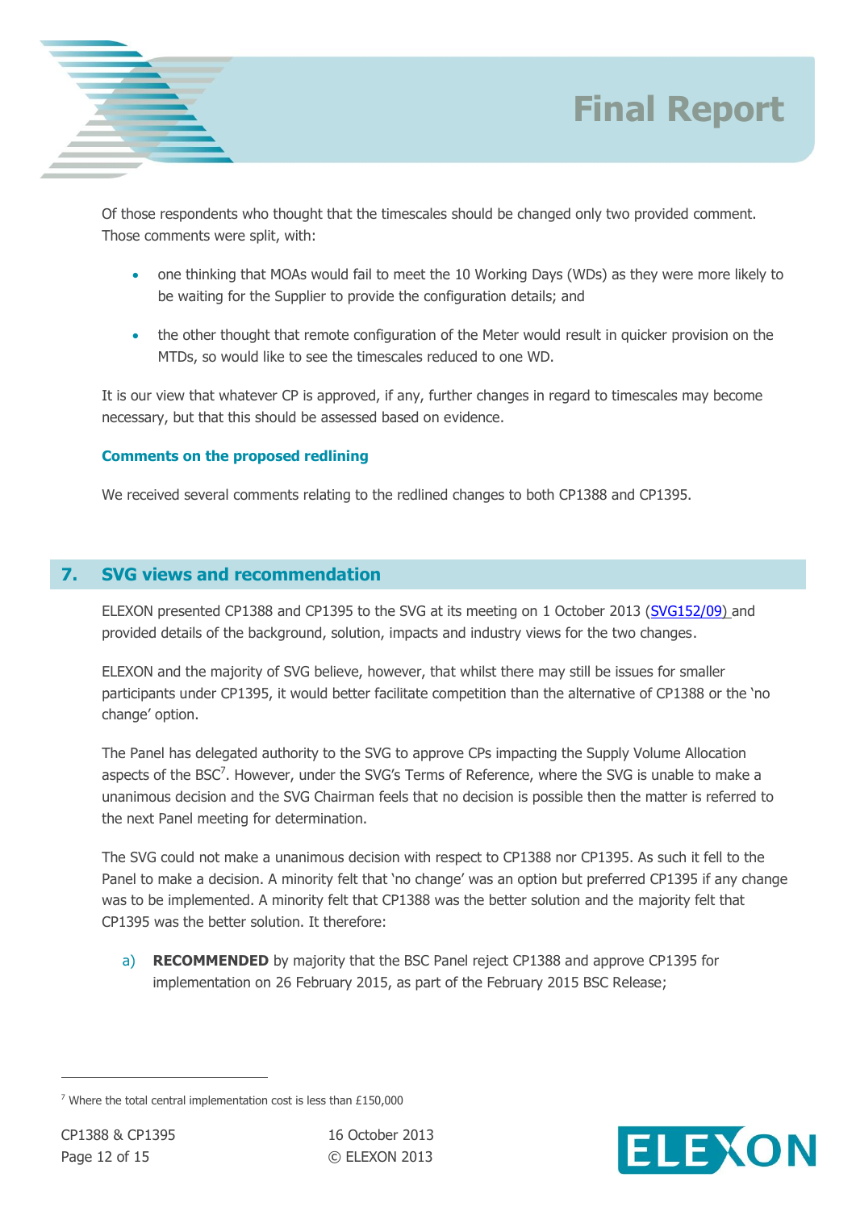Of those respondents who thought that the timescales should be changed only two provided comment. Those comments were split, with:

- one thinking that MOAs would fail to meet the 10 Working Days (WDs) as they were more likely to be waiting for the Supplier to provide the configuration details; and
- the other thought that remote configuration of the Meter would result in quicker provision on the MTDs, so would like to see the timescales reduced to one WD.

It is our view that whatever CP is approved, if any, further changes in regard to timescales may become necessary, but that this should be assessed based on evidence.

### Comments on the proposed redlining

We received several comments relating to the redlined changes to both CP1388 and CP1395.

## 7. SVG views and recommendation

ELEXON presented CP1388 and CP1395 to the SVG at its meeting on 1 October 2013 (SVG152/09) and provided details of the background, solution, impacts and industry views for the two changes.

ELEXON and the majority of SVG believe, however, that whilst there may still be issues for smaller participants under CP1395, it would better facilitate competition than the alternative of CP1388 or the 'no change' option.

The Panel has delegated authority to the SVG to approve CPs impacting the Supply Volume Allocation aspects of the BSC[7]. However, under the SVG's Terms of Reference, where the SVG is unable to make a unanimous decision and the SVG Chairman feels that no decision is possible then the matter is referred to the next Panel meeting for determination.

The SVG could not make a unanimous decision with respect to CP1388 nor CP1395. As such it fell to the Panel to make a decision. A minority felt that 'no change' was an option but preferred CP1395 if any change was to be implemented. A minority felt that CP1388 was the better solution and the majority felt that CP1395 was the better solution. It therefore:

a) **RECOMMENDED** by majority that the BSC Panel reject CP1388 and approve CP1395 for implementation on 26 February 2015, as part of the February 2015 BSC Release;

[7] Where the total central implementation cost is less than £150,000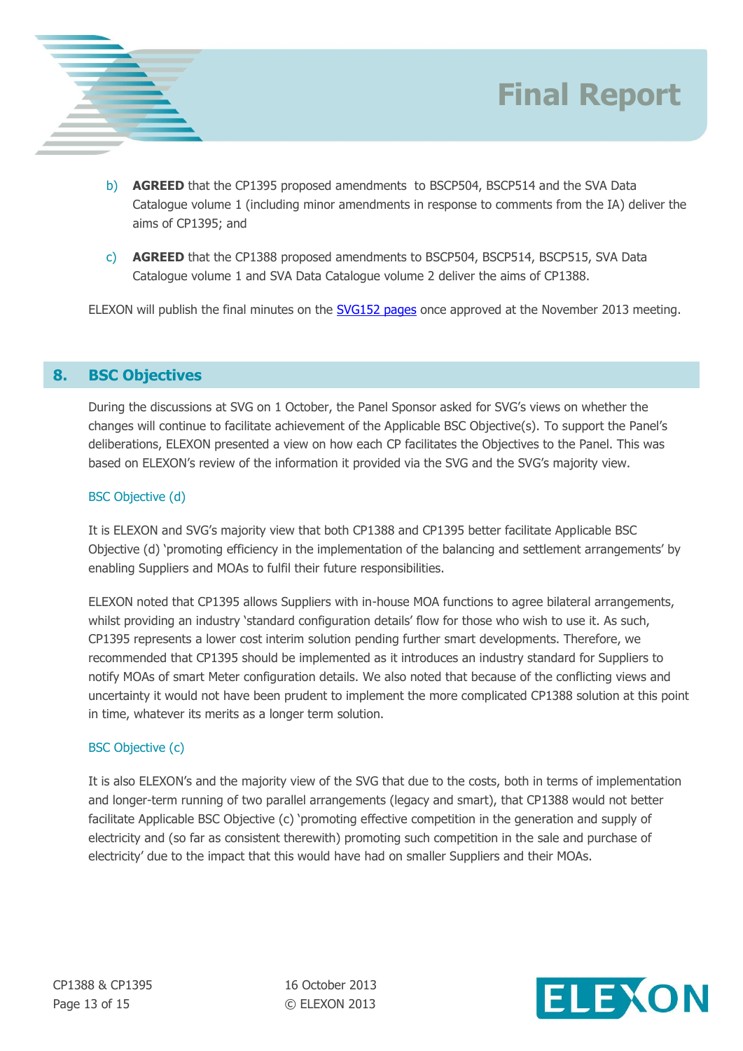b) **AGREED** that the CP1395 proposed amendments to BSCP504, BSCP514 and the SVA Data Catalogue volume 1 (including minor amendments in response to comments from the IA) deliver the aims of CP1395; and

c) **AGREED** that the CP1388 proposed amendments to BSCP504, BSCP514, BSCP515, SVA Data Catalogue volume 1 and SVA Data Catalogue volume 2 deliver the aims of CP1388.

ELEXON will publish the final minutes on the SVG152 pages once approved at the November 2013 meeting.

## 8. BSC Objectives

During the discussions at SVG on 1 October, the Panel Sponsor asked for SVG's views on whether the changes will continue to facilitate achievement of the Applicable BSC Objective(s). To support the Panel's deliberations, ELEXON presented a view on how each CP facilitates the Objectives to the Panel. This was based on ELEXON's review of the information it provided via the SVG and the SVG's majority view.

### BSC Objective (d)

It is ELEXON and SVG's majority view that both CP1388 and CP1395 better facilitate Applicable BSC Objective (d) 'promoting efficiency in the implementation of the balancing and settlement arrangements' by enabling Suppliers and MOAs to fulfil their future responsibilities.

ELEXON noted that CP1395 allows Suppliers with in-house MOA functions to agree bilateral arrangements, whilst providing an industry 'standard configuration details' flow for those who wish to use it. As such, CP1395 represents a lower cost interim solution pending further smart developments. Therefore, we recommended that CP1395 should be implemented as it introduces an industry standard for Suppliers to notify MOAs of smart Meter configuration details. We also noted that because of the conflicting views and uncertainty it would not have been prudent to implement the more complicated CP1388 solution at this point in time, whatever its merits as a longer term solution.

### BSC Objective (c)

It is also ELEXON's and the majority view of the SVG that due to the costs, both in terms of implementation and longer-term running of two parallel arrangements (legacy and smart), that CP1388 would not better facilitate Applicable BSC Objective (c) 'promoting effective competition in the generation and supply of electricity and (so far as consistent therewith) promoting such competition in the sale and purchase of electricity' due to the impact that this would have had on smaller Suppliers and their MOAs.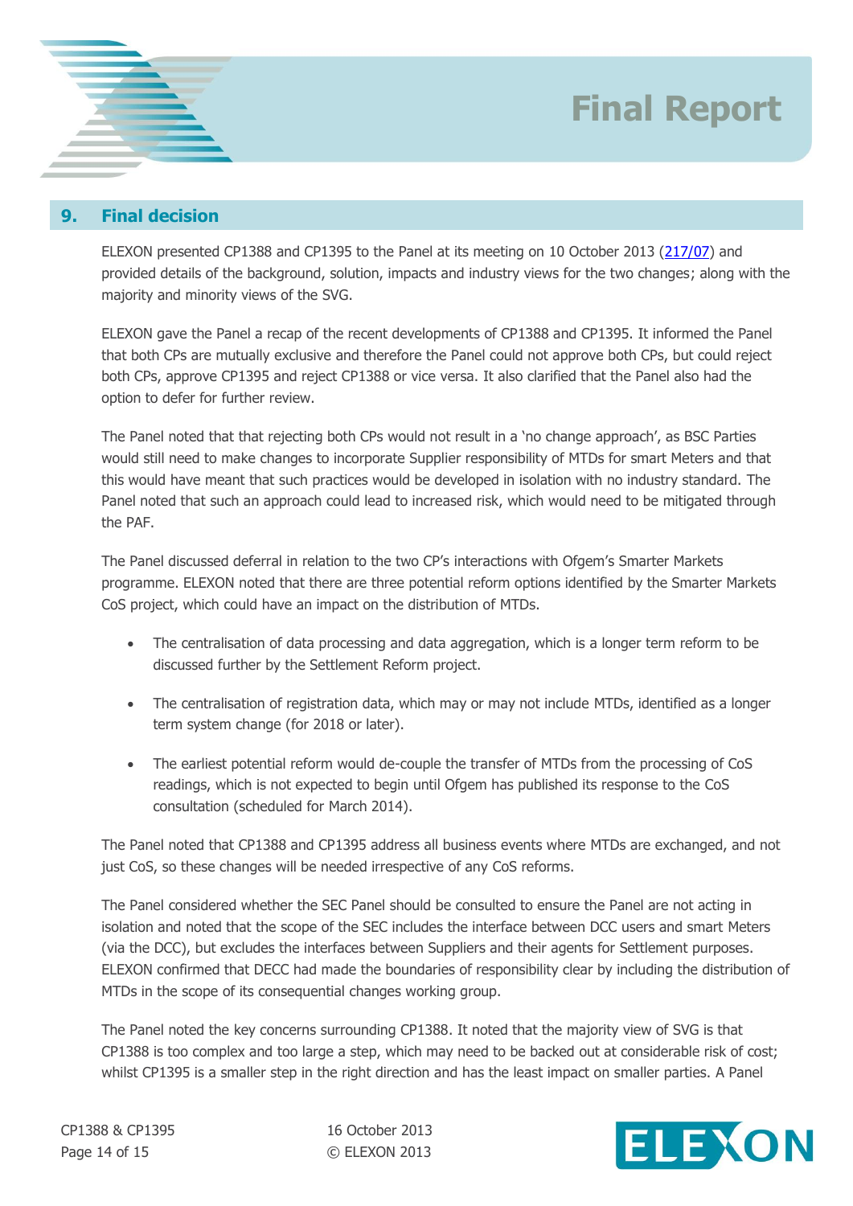## 9. Final decision

ELEXON presented CP1388 and CP1395 to the Panel at its meeting on 10 October 2013 (217/07) and provided details of the background, solution, impacts and industry views for the two changes; along with the majority and minority views of the SVG.

ELEXON gave the Panel a recap of the recent developments of CP1388 and CP1395. It informed the Panel that both CPs are mutually exclusive and therefore the Panel could not approve both CPs, but could reject both CPs, approve CP1395 and reject CP1388 or vice versa. It also clarified that the Panel also had the option to defer for further review.

The Panel noted that that rejecting both CPs would not result in a 'no change approach', as BSC Parties would still need to make changes to incorporate Supplier responsibility of MTDs for smart Meters and that this would have meant that such practices would be developed in isolation with no industry standard. The Panel noted that such an approach could lead to increased risk, which would need to be mitigated through the PAF.

The Panel discussed deferral in relation to the two CP's interactions with Ofgem's Smarter Markets programme. ELEXON noted that there are three potential reform options identified by the Smarter Markets CoS project, which could have an impact on the distribution of MTDs.

- The centralisation of data processing and data aggregation, which is a longer term reform to be discussed further by the Settlement Reform project.
- The centralisation of registration data, which may or may not include MTDs, identified as a longer term system change (for 2018 or later).
- The earliest potential reform would de-couple the transfer of MTDs from the processing of CoS readings, which is not expected to begin until Ofgem has published its response to the CoS consultation (scheduled for March 2014).

The Panel noted that CP1388 and CP1395 address all business events where MTDs are exchanged, and not just CoS, so these changes will be needed irrespective of any CoS reforms.

The Panel considered whether the SEC Panel should be consulted to ensure the Panel are not acting in isolation and noted that the scope of the SEC includes the interface between DCC users and smart Meters (via the DCC), but excludes the interfaces between Suppliers and their agents for Settlement purposes. ELEXON confirmed that DECC had made the boundaries of responsibility clear by including the distribution of MTDs in the scope of its consequential changes working group.

The Panel noted the key concerns surrounding CP1388. It noted that the majority view of SVG is that CP1388 is too complex and too large a step, which may need to be backed out at considerable risk of cost; whilst CP1395 is a smaller step in the right direction and has the least impact on smaller parties. A Panel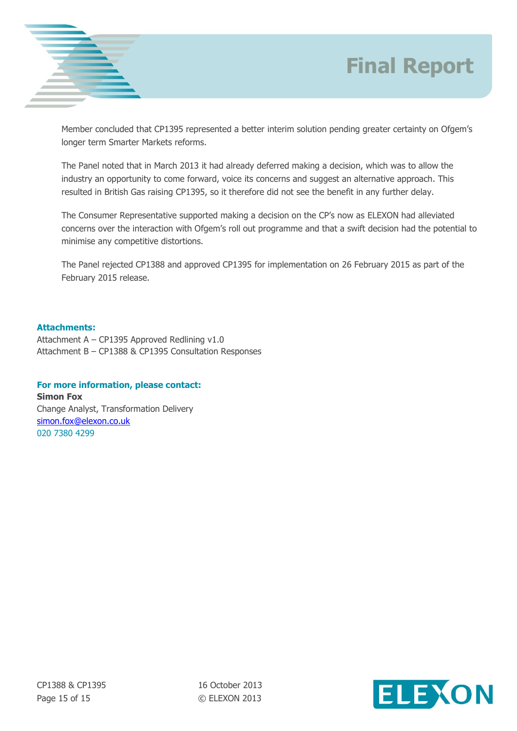Member concluded that CP1395 represented a better interim solution pending greater certainty on Ofgem's longer term Smarter Markets reforms.

The Panel noted that in March 2013 it had already deferred making a decision, which was to allow the industry an opportunity to come forward, voice its concerns and suggest an alternative approach. This resulted in British Gas raising CP1395, so it therefore did not see the benefit in any further delay.

The Consumer Representative supported making a decision on the CP's now as ELEXON had alleviated concerns over the interaction with Ofgem's roll out programme and that a swift decision had the potential to minimise any competitive distortions.

The Panel rejected CP1388 and approved CP1395 for implementation on 26 February 2015 as part of the February 2015 release.

**Attachments:**

Attachment A – CP1395 Approved Redlining v1.0

Attachment B – CP1388 & CP1395 Consultation Responses

**For more information, please contact:**

**Simon Fox**

Change Analyst, Transformation Delivery

simon.fox@elexon.co.uk

020 7380 4299